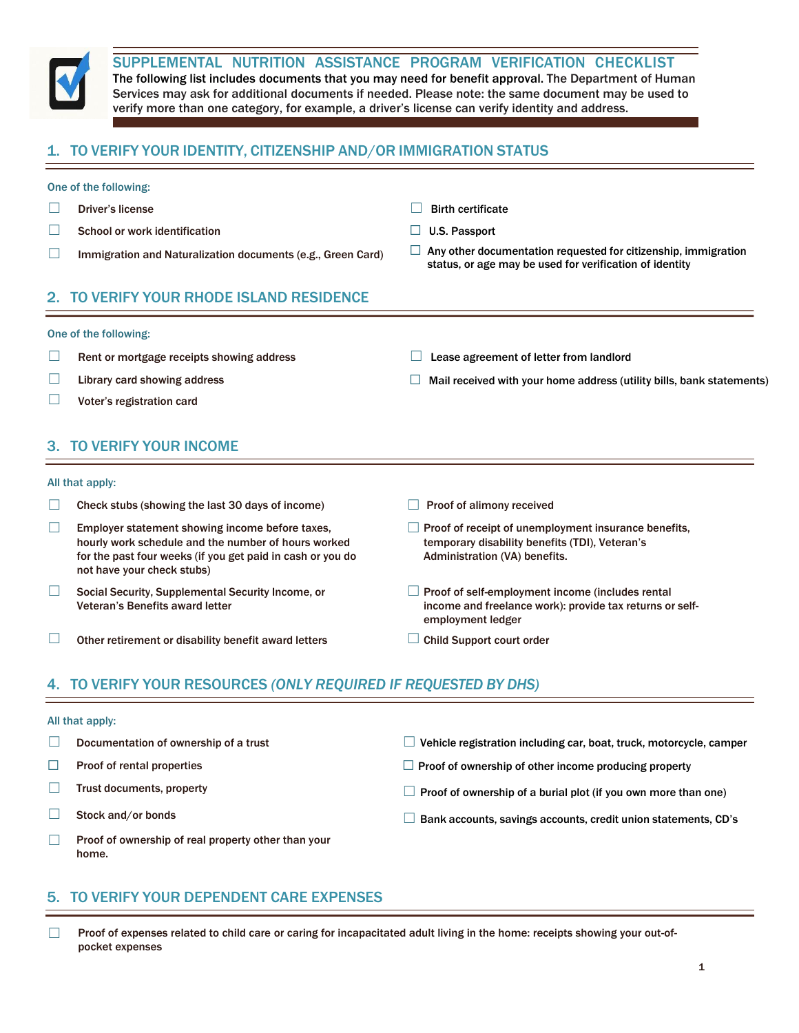# SUPPLEMENTAL NUTRITION ASSISTANCE PROGRAM VERIFICATION CHECKLIST

The following list includes documents that you may need for benefit approval. The Department of Human Services may ask for additional documents if needed. Please note: the same document may be used to verify more than one category, for example, a driver's license can verify identity and address.

## 1. TO VERIFY YOUR IDENTITY, CITIZENSHIP AND/OR IMMIGRATION STATUS

One of the following:

- ☐ Driver's license
- ☐ School or work identification
- ☐ Immigration and Naturalization documents (e.g., Green Card)
- ☐ Birth certificate
- ☐ U.S. Passport
- ☐ Any other documentation requested for citizenship, immigration status, or age may be used for verification of identity

## 2. TO VERIFY YOUR RHODE ISLAND RESIDENCE

One of the following:

- ☐ Rent or mortgage receipts showing address
- ☐ Library card showing address
- ☐ Voter's registration card
- ☐ Lease agreement of letter from landlord
- ☐ Mail received with your home address (utility bills, bank statements)

## 3. TO VERIFY YOUR INCOME

All that apply:

- ☐ Check stubs (showing the last 30 days of income)
- ☐ Employer statement showing income before taxes, hourly work schedule and the number of hours worked for the past four weeks (if you get paid in cash or you do not have your check stubs)
- ☐ Social Security, Supplemental Security Income, or Veteran's Benefits award letter
- ☐ Other retirement or disability benefit award letters
- ☐ Proof of alimony received
- ☐ Proof of receipt of unemployment insurance benefits, temporary disability benefits (TDI), Veteran's Administration (VA) benefits.
- ☐ Proof of self-employment income (includes rental income and freelance work): provide tax returns or self-employment ledger
- ☐ Child Support court order

## 4. TO VERIFY YOUR RESOURCES *(ONLY REQUIRED IF REQUESTED BY DHS)*

All that apply:

- ☐ Documentation of ownership of a trust
- ☐ Proof of rental properties
- ☐ Trust documents, property
- ☐ Stock and/or bonds
- ☐ Proof of ownership of real property other than your home.
- ☐ Vehicle registration including car, boat, truck, motorcycle, camper
- ☐ Proof of ownership of other income producing property
- ☐ Proof of ownership of a burial plot (if you own more than one)
- ☐ Bank accounts, savings accounts, credit union statements, CD's

## 5. TO VERIFY YOUR DEPENDENT CARE EXPENSES

- ☐ Proof of expenses related to child care or caring for incapacitated adult living in the home: receipts showing your out-of-pocket expenses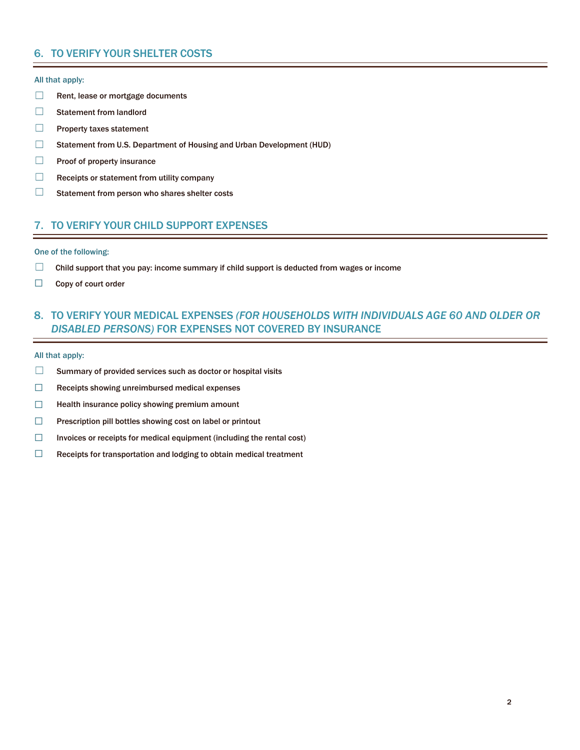## 6. TO VERIFY YOUR SHELTER COSTS

All that apply:

- ☐ Rent, lease or mortgage documents
- ☐ Statement from landlord
- ☐ Property taxes statement
- ☐ Statement from U.S. Department of Housing and Urban Development (HUD)
- ☐ Proof of property insurance
- ☐ Receipts or statement from utility company
- ☐ Statement from person who shares shelter costs

## 7. TO VERIFY YOUR CHILD SUPPORT EXPENSES

One of the following:

- ☐ Child support that you pay: income summary if child support is deducted from wages or income
- ☐ Copy of court order

## 8. TO VERIFY YOUR MEDICAL EXPENSES *(FOR HOUSEHOLDS WITH INDIVIDUALS AGE 60 AND OLDER OR DISABLED PERSONS)* FOR EXPENSES NOT COVERED BY INSURANCE

All that apply:

- ☐ Summary of provided services such as doctor or hospital visits
- ☐ Receipts showing unreimbursed medical expenses
- ☐ Health insurance policy showing premium amount
- ☐ Prescription pill bottles showing cost on label or printout
- ☐ Invoices or receipts for medical equipment (including the rental cost)
- ☐ Receipts for transportation and lodging to obtain medical treatment